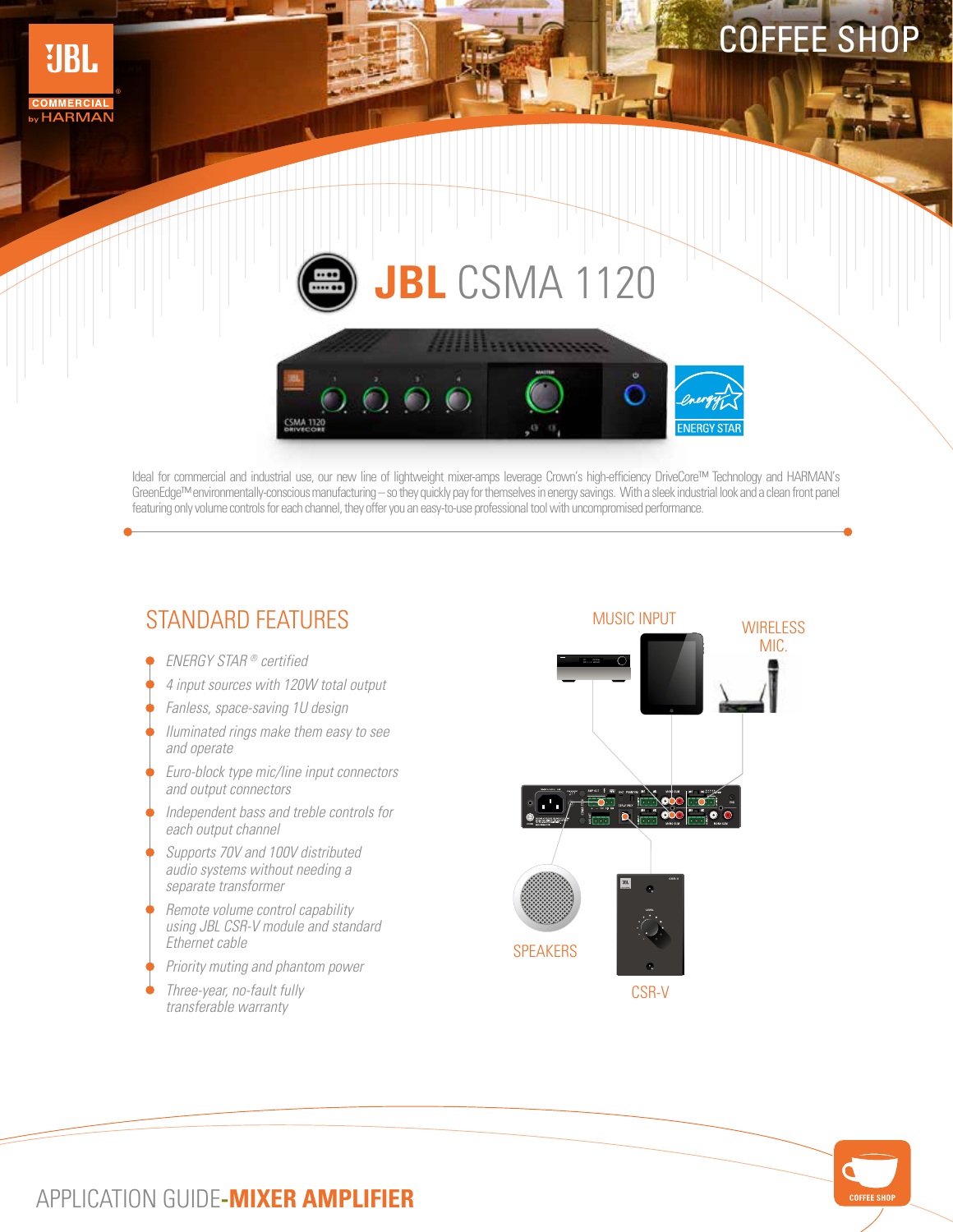# COFFEE SHOP

## JBL CSMA 1120

Ideal for commercial and industrial use, our new line of lightweight mixer-amps leverage Crown's high-efficiency DriveCore™ Technology and HARMAN's GreenEdge™ environmentally-conscious manufacturing – so they quickly pay for themselves in energy savings. With a sleek industrial look and a clean front panel featuring only volume controls for each channel, they offer you an easy-to-use professional tool with uncompromised performance.

## STANDARD FEATURES

- *ENERGY STAR® certified*
- *4 input sources with 120W total output*
- *Fanless, space-saving 1U design*
- *Illuminated rings make them easy to see and operate*
- *Euro-block type mic/line input connectors and output connectors*
- *Independent bass and treble controls for each output channel*
- *Supports 70V and 100V distributed audio systems without needing a separate transformer*
- *Remote volume control capability using JBL CSR-V module and standard Ethernet cable*
- *Priority muting and phantom power*
- *Three-year, no-fault fully transferable warranty*

MUSIC INPUT

WIRELESS MIC.

SPEAKERS

CSR-V

APPLICATION GUIDE-**MIXER AMPLIFIER**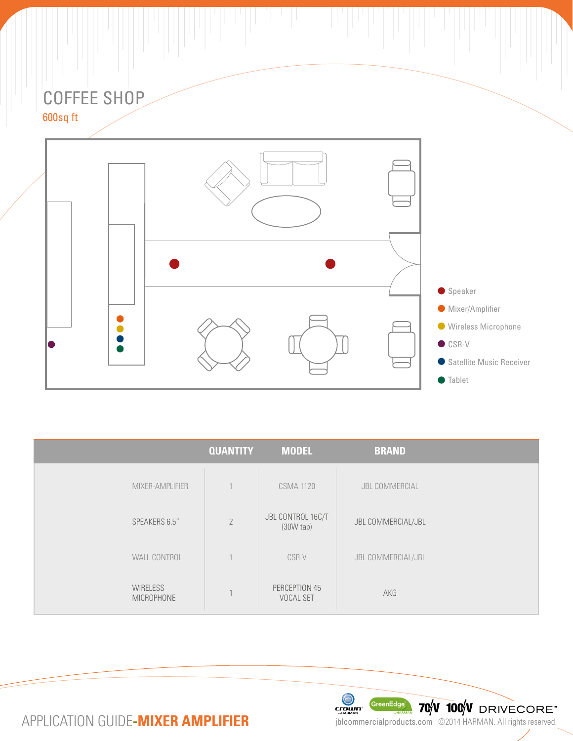# COFFEE SHOP

600sq ft

Speaker
Mixer/Amplifier
Wireless Microphone
CSR-V
Satellite Music Receiver
Tablet

| | QUANTITY | MODEL | BRAND |
|---|---|---|---|
| MIXER-AMPLIFIER | 1 | CSMA 1120 | JBL COMMERCIAL |
| SPEAKERS 6.5" | 2 | JBL CONTROL 16C/T (30W tap) | JBL COMMERCIAL/JBL |
| WALL CONTROL | 1 | CSR-V | JBL COMMERCIAL/JBL |
| WIRELESS MICROPHONE | 1 | PERCEPTION 45 VOCAL SET | AKG |

APPLICATION GUIDE-**MIXER AMPLIFIER**

jblcommercialproducts.com ©2014 HARMAN. All rights reserved.